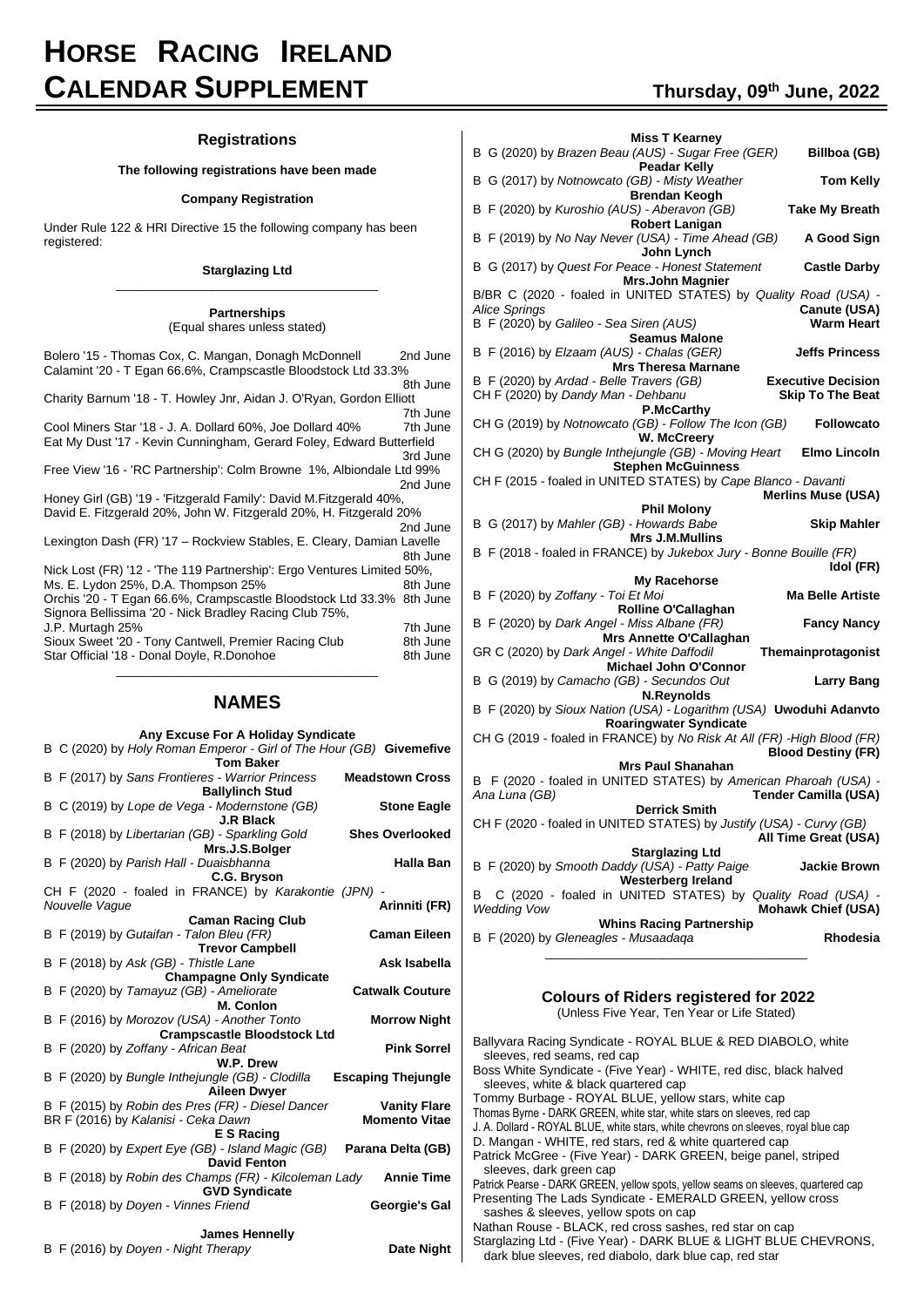# HORSE RACING IRELAND CALENDAR SUPPLEMENT

**Thursday, 09th June, 2022**

## Registrations

**The following registrations have been made**

**Company Registration**

Under Rule 122 & HRI Directive 15 the following company has been registered:

**Starglazing Ltd**

**Partnerships**
(Equal shares unless stated)

Bolero '15 - Thomas Cox, C. Mangan, Donagh McDonnell — 2nd June
Calamint '20 - T Egan 66.6%, Crampscastle Bloodstock Ltd 33.3% — 8th June
Charity Barnum '18 - T. Howley Jnr, Aidan J. O'Ryan, Gordon Elliott — 7th June
Cool Miners Star '18 - J. A. Dollard 60%, Joe Dollard 40% — 7th June
Eat My Dust '17 - Kevin Cunningham, Gerard Foley, Edward Butterfield — 3rd June
Free View '16 - 'RC Partnership': Colm Browne 1%, Albiondale Ltd 99% — 2nd June
Honey Girl (GB) '19 - 'Fitzgerald Family': David M.Fitzgerald 40%, David E. Fitzgerald 20%, John W. Fitzgerald 20%, H. Fitzgerald 20% — 2nd June
Lexington Dash (FR) '17 – Rockview Stables, E. Cleary, Damian Lavelle — 8th June
Nick Lost (FR) '12 - 'The 119 Partnership': Ergo Ventures Limited 50%, Ms. E. Lydon 25%, D.A. Thompson 25% — 8th June
Orchis '20 - T Egan 66.6%, Crampscastle Bloodstock Ltd 33.3% — 8th June
Signora Bellissima '20 - Nick Bradley Racing Club 75%, J.P. Murtagh 25% — 7th June
Sioux Sweet '20 - Tony Cantwell, Premier Racing Club — 8th June
Star Official '18 - Donal Doyle, R.Donohoe — 8th June

## NAMES

**Any Excuse For A Holiday Syndicate**
B C (2020) by *Holy Roman Emperor - Girl of The Hour (GB)* **Givemefive**

**Tom Baker**
B F (2017) by *Sans Frontieres - Warrior Princess* **Meadstown Cross**

**Ballylinch Stud**
B C (2019) by *Lope de Vega - Modernstone (GB)* **Stone Eagle**

**J.R Black**
B F (2018) by *Libertarian (GB) - Sparkling Gold* **Shes Overlooked**

**Mrs.J.S.Bolger**
B F (2020) by *Parish Hall - Duaisbhanna* **Halla Ban**

**C.G. Bryson**
CH F (2020 - foaled in FRANCE) by *Karakontie (JPN) - Nouvelle Vague* **Arinniti (FR)**

**Caman Racing Club**
B F (2019) by *Gutaifan - Talon Bleu (FR)* **Caman Eileen**

**Trevor Campbell**
B F (2018) by *Ask (GB) - Thistle Lane* **Ask Isabella**

**Champagne Only Syndicate**
B F (2020) by *Tamayuz (GB) - Ameliorate* **Catwalk Couture**

**M. Conlon**
B F (2016) by *Morozov (USA) - Another Tonto* **Morrow Night**

**Crampscastle Bloodstock Ltd**
B F (2020) by *Zoffany - African Beat* **Pink Sorrel**

**W.P. Drew**
B F (2020) by *Bungle Inthejungle (GB) - Clodilla* **Escaping Thejungle**

**Aileen Dwyer**
B F (2015) by *Robin des Pres (FR) - Diesel Dancer* **Vanity Flare**
BR F (2016) by *Kalanisi - Ceka Dawn* **Momento Vitae**

**E S Racing**
B F (2020) by *Expert Eye (GB) - Island Magic (GB)* **Parana Delta (GB)**

**David Fenton**
B F (2018) by *Robin des Champs (FR) - Kilcoleman Lady* **Annie Time**

**GVD Syndicate**
B F (2018) by *Doyen - Vinnes Friend* **Georgie's Gal**

**James Hennelly**
B F (2016) by *Doyen - Night Therapy* **Date Night**

**Miss T Kearney**
B G (2020) by *Brazen Beau (AUS) - Sugar Free (GER)* **Billboa (GB)**

**Peadar Kelly**
B G (2017) by *Notnowcato (GB) - Misty Weather* **Tom Kelly**

**Brendan Keogh**
B F (2020) by *Kuroshio (AUS) - Aberavon (GB)* **Take My Breath**

**Robert Lanigan**
B F (2019) by *No Nay Never (USA) - Time Ahead (GB)* **A Good Sign**

**John Lynch**
B G (2017) by *Quest For Peace - Honest Statement* **Castle Darby**

**Mrs.John Magnier**
B/BR C (2020 - foaled in UNITED STATES) by *Quality Road (USA) - Alice Springs* **Canute (USA)**
B F (2020) by *Galileo - Sea Siren (AUS)* **Warm Heart**

**Seamus Malone**
B F (2016) by *Elzaam (AUS) - Chalas (GER)* **Jeffs Princess**

**Mrs Theresa Marnane**
B F (2020) by *Ardad - Belle Travers (GB)* **Executive Decision**
CH F (2020) by *Dandy Man - Dehbanu* **Skip To The Beat**

**P.McCarthy**
CH G (2019) by *Notnowcato (GB) - Follow The Icon (GB)* **Followcato**

**W. McCreery**
CH G (2020) by *Bungle Inthejungle (GB) - Moving Heart* **Elmo Lincoln**

**Stephen McGuinness**
CH F (2015 - foaled in UNITED STATES) by *Cape Blanco - Davanti* **Merlins Muse (USA)**

**Phil Molony**
B G (2017) by *Mahler (GB) - Howards Babe* **Skip Mahler**

**Mrs J.M.Mullins**
B F (2018 - foaled in FRANCE) by *Jukebox Jury - Bonne Bouille (FR)* **Idol (FR)**

**My Racehorse**
B F (2020) by *Zoffany - Toi Et Moi* **Ma Belle Artiste**

**Rolline O'Callaghan**
B F (2020) by *Dark Angel - Miss Albane (FR)* **Fancy Nancy**

**Mrs Annette O'Callaghan**
GR C (2020) by *Dark Angel - White Daffodil* **Themainprotagonist**

**Michael John O'Connor**
B G (2019) by *Camacho (GB) - Secundos Out* **Larry Bang**

**N.Reynolds**
B F (2020) by *Sioux Nation (USA) - Logarithm (USA)* **Uwoduhi Adanvto**

**Roaringwater Syndicate**
CH G (2019 - foaled in FRANCE) by *No Risk At All (FR) -High Blood (FR)* **Blood Destiny (FR)**

**Mrs Paul Shanahan**
B F (2020 - foaled in UNITED STATES) by *American Pharoah (USA) - Ana Luna (GB)* **Tender Camilla (USA)**

**Derrick Smith**
CH F (2020 - foaled in UNITED STATES) by *Justify (USA) - Curvy (GB)* **All Time Great (USA)**

**Starglazing Ltd**
B F (2020) by *Smooth Daddy (USA) - Patty Paige* **Jackie Brown**

**Westerberg Ireland**
B C (2020 - foaled in UNITED STATES) by *Quality Road (USA) - Wedding Vow* **Mohawk Chief (USA)**

**Whins Racing Partnership**
B F (2020) by *Gleneagles - Musaadaqa* **Rhodesia**

## Colours of Riders registered for 2022
(Unless Five Year, Ten Year or Life Stated)

Ballyvara Racing Syndicate - ROYAL BLUE & RED DIABOLO, white sleeves, red seams, red cap
Boss White Syndicate - (Five Year) - WHITE, red disc, black halved sleeves, white & black quartered cap
Tommy Burbage - ROYAL BLUE, yellow stars, white cap
Thomas Byrne - DARK GREEN, white star, white stars on sleeves, red cap
J. A. Dollard - ROYAL BLUE, white stars, white chevrons on sleeves, royal blue cap
D. Mangan - WHITE, red stars, red & white quartered cap
Patrick McGree - (Five Year) - DARK GREEN, beige panel, striped sleeves, dark green cap
Patrick Pearse - DARK GREEN, yellow spots, yellow seams on sleeves, quartered cap
Presenting The Lads Syndicate - EMERALD GREEN, yellow cross sashes & sleeves, yellow spots on cap
Nathan Rouse - BLACK, red cross sashes, red star on cap
Starglazing Ltd - (Five Year) - DARK BLUE & LIGHT BLUE CHEVRONS, dark blue sleeves, red diabolo, dark blue cap, red star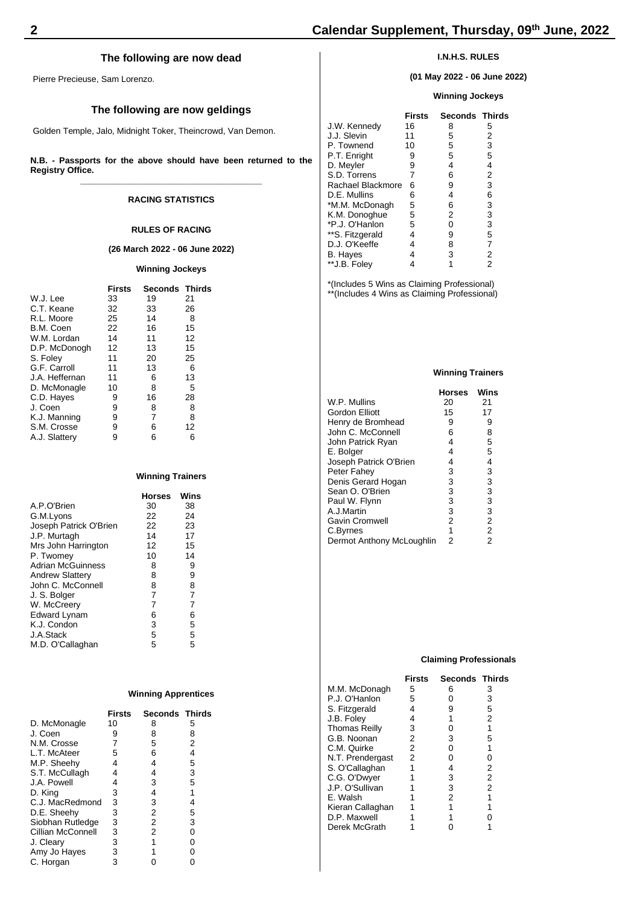## The following are now dead

Pierre Precieuse, Sam Lorenzo.

## The following are now geldings

Golden Temple, Jalo, Midnight Toker, Theincrowd, Van Demon.

**N.B. - Passports for the above should have been returned to the Registry Office.**

---

### RACING STATISTICS

### RULES OF RACING

**(26 March 2022 - 06 June 2022)**

#### Winning Jockeys

| | Firsts | Seconds | Thirds |
|---|---|---|---|
| W.J. Lee | 33 | 19 | 21 |
| C.T. Keane | 32 | 33 | 26 |
| R.L. Moore | 25 | 14 | 8 |
| B.M. Coen | 22 | 16 | 15 |
| W.M. Lordan | 14 | 11 | 12 |
| D.P. McDonogh | 12 | 13 | 15 |
| S. Foley | 11 | 20 | 25 |
| G.F. Carroll | 11 | 13 | 6 |
| J.A. Heffernan | 11 | 6 | 13 |
| D. McMonagle | 10 | 8 | 5 |
| C.D. Hayes | 9 | 16 | 28 |
| J. Coen | 9 | 8 | 8 |
| K.J. Manning | 9 | 7 | 8 |
| S.M. Crosse | 9 | 6 | 12 |
| A.J. Slattery | 9 | 6 | 6 |

#### Winning Trainers

| | Horses | Wins |
|---|---|---|
| A.P.O'Brien | 30 | 38 |
| G.M.Lyons | 22 | 24 |
| Joseph Patrick O'Brien | 22 | 23 |
| J.P. Murtagh | 14 | 17 |
| Mrs John Harrington | 12 | 15 |
| P. Twomey | 10 | 14 |
| Adrian McGuinness | 8 | 9 |
| Andrew Slattery | 8 | 9 |
| John C. McConnell | 8 | 8 |
| J. S. Bolger | 7 | 7 |
| W. McCreery | 7 | 7 |
| Edward Lynam | 6 | 6 |
| K.J. Condon | 3 | 5 |
| J.A.Stack | 5 | 5 |
| M.D. O'Callaghan | 5 | 5 |

#### Winning Apprentices

| | Firsts | Seconds | Thirds |
|---|---|---|---|
| D. McMonagle | 10 | 8 | 5 |
| J. Coen | 9 | 8 | 8 |
| N.M. Crosse | 7 | 5 | 2 |
| L.T. McAteer | 5 | 6 | 4 |
| M.P. Sheehy | 4 | 4 | 5 |
| S.T. McCullagh | 4 | 4 | 3 |
| J.A. Powell | 4 | 3 | 5 |
| D. King | 3 | 4 | 1 |
| C.J. MacRedmond | 3 | 3 | 4 |
| D.E. Sheehy | 3 | 2 | 5 |
| Siobhan Rutledge | 3 | 2 | 3 |
| Cillian McConnell | 3 | 2 | 0 |
| J. Cleary | 3 | 1 | 0 |
| Amy Jo Hayes | 3 | 1 | 0 |
| C. Horgan | 3 | 0 | 0 |

### I.N.H.S. RULES

**(01 May 2022 - 06 June 2022)**

#### Winning Jockeys

| | Firsts | Seconds | Thirds |
|---|---|---|---|
| J.W. Kennedy | 16 | 8 | 5 |
| J.J. Slevin | 11 | 5 | 2 |
| P. Townend | 10 | 5 | 3 |
| P.T. Enright | 9 | 5 | 5 |
| D. Meyler | 9 | 4 | 4 |
| S.D. Torrens | 7 | 6 | 2 |
| Rachael Blackmore | 6 | 9 | 3 |
| D.E. Mullins | 6 | 4 | 6 |
| *M.M. McDonagh | 5 | 6 | 3 |
| K.M. Donoghue | 5 | 2 | 3 |
| *P.J. O'Hanlon | 5 | 0 | 3 |
| **S. Fitzgerald | 4 | 9 | 5 |
| D.J. O'Keeffe | 4 | 8 | 7 |
| B. Hayes | 4 | 3 | 2 |
| **J.B. Foley | 4 | 1 | 2 |

*(Includes 5 Wins as Claiming Professional)
**(Includes 4 Wins as Claiming Professional)

#### Winning Trainers

| | Horses | Wins |
|---|---|---|
| W.P. Mullins | 20 | 21 |
| Gordon Elliott | 15 | 17 |
| Henry de Bromhead | 9 | 9 |
| John C. McConnell | 6 | 8 |
| John Patrick Ryan | 4 | 5 |
| E. Bolger | 4 | 5 |
| Joseph Patrick O'Brien | 4 | 4 |
| Peter Fahey | 3 | 3 |
| Denis Gerard Hogan | 3 | 3 |
| Sean O. O'Brien | 3 | 3 |
| Paul W. Flynn | 3 | 3 |
| A.J.Martin | 3 | 3 |
| Gavin Cromwell | 2 | 2 |
| C.Byrnes | 1 | 2 |
| Dermot Anthony McLoughlin | 2 | 2 |

#### Claiming Professionals

| | Firsts | Seconds | Thirds |
|---|---|---|---|
| M.M. McDonagh | 5 | 6 | 3 |
| P.J. O'Hanlon | 5 | 0 | 3 |
| S. Fitzgerald | 4 | 9 | 5 |
| J.B. Foley | 4 | 1 | 2 |
| Thomas Reilly | 3 | 0 | 1 |
| G.B. Noonan | 2 | 3 | 5 |
| C.M. Quirke | 2 | 0 | 1 |
| N.T. Prendergast | 2 | 0 | 0 |
| S. O'Callaghan | 1 | 4 | 2 |
| C.G. O'Dwyer | 1 | 3 | 2 |
| J.P. O'Sullivan | 1 | 3 | 2 |
| E. Walsh | 1 | 2 | 1 |
| Kieran Callaghan | 1 | 1 | 1 |
| D.P. Maxwell | 1 | 1 | 0 |
| Derek McGrath | 1 | 0 | 1 |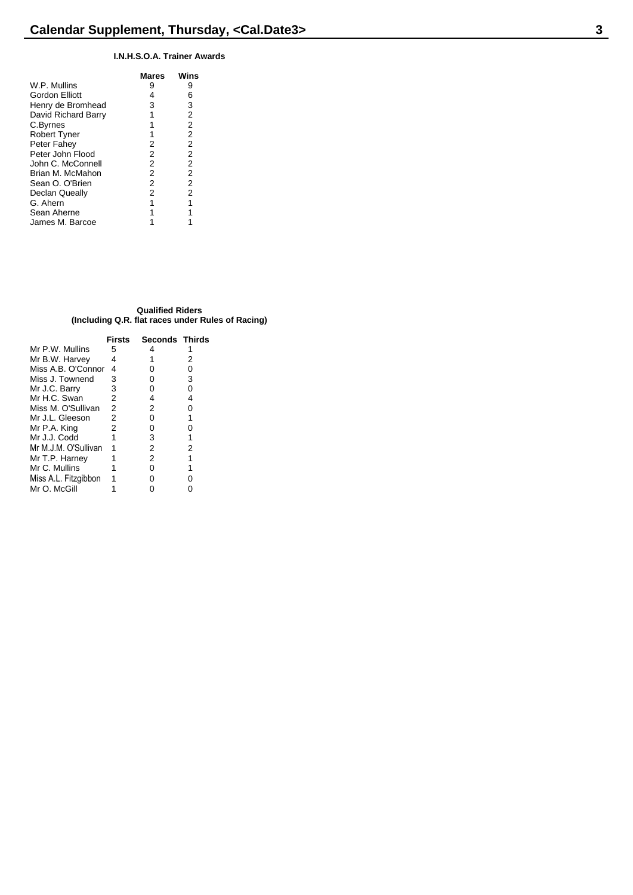### I.N.H.S.O.A. Trainer Awards

| | Mares | Wins |
|---|---|---|
| W.P. Mullins | 9 | 9 |
| Gordon Elliott | 4 | 6 |
| Henry de Bromhead | 3 | 3 |
| David Richard Barry | 1 | 2 |
| C.Byrnes | 1 | 2 |
| Robert Tyner | 1 | 2 |
| Peter Fahey | 2 | 2 |
| Peter John Flood | 2 | 2 |
| John C. McConnell | 2 | 2 |
| Brian M. McMahon | 2 | 2 |
| Sean O. O'Brien | 2 | 2 |
| Declan Queally | 2 | 2 |
| G. Ahern | 1 | 1 |
| Sean Aherne | 1 | 1 |
| James M. Barcoe | 1 | 1 |

### Qualified Riders
**(Including Q.R. flat races under Rules of Racing)**

| | Firsts | Seconds | Thirds |
|---|---|---|---|
| Mr P.W. Mullins | 5 | 4 | 1 |
| Mr B.W. Harvey | 4 | 1 | 2 |
| Miss A.B. O'Connor | 4 | 0 | 0 |
| Miss J. Townend | 3 | 0 | 3 |
| Mr J.C. Barry | 3 | 0 | 0 |
| Mr H.C. Swan | 2 | 4 | 4 |
| Miss M. O'Sullivan | 2 | 2 | 0 |
| Mr J.L. Gleeson | 2 | 0 | 1 |
| Mr P.A. King | 2 | 0 | 0 |
| Mr J.J. Codd | 1 | 3 | 1 |
| Mr M.J.M. O'Sullivan | 1 | 2 | 2 |
| Mr T.P. Harney | 1 | 2 | 1 |
| Mr C. Mullins | 1 | 0 | 1 |
| Miss A.L. Fitzgibbon | 1 | 0 | 0 |
| Mr O. McGill | 1 | 0 | 0 |